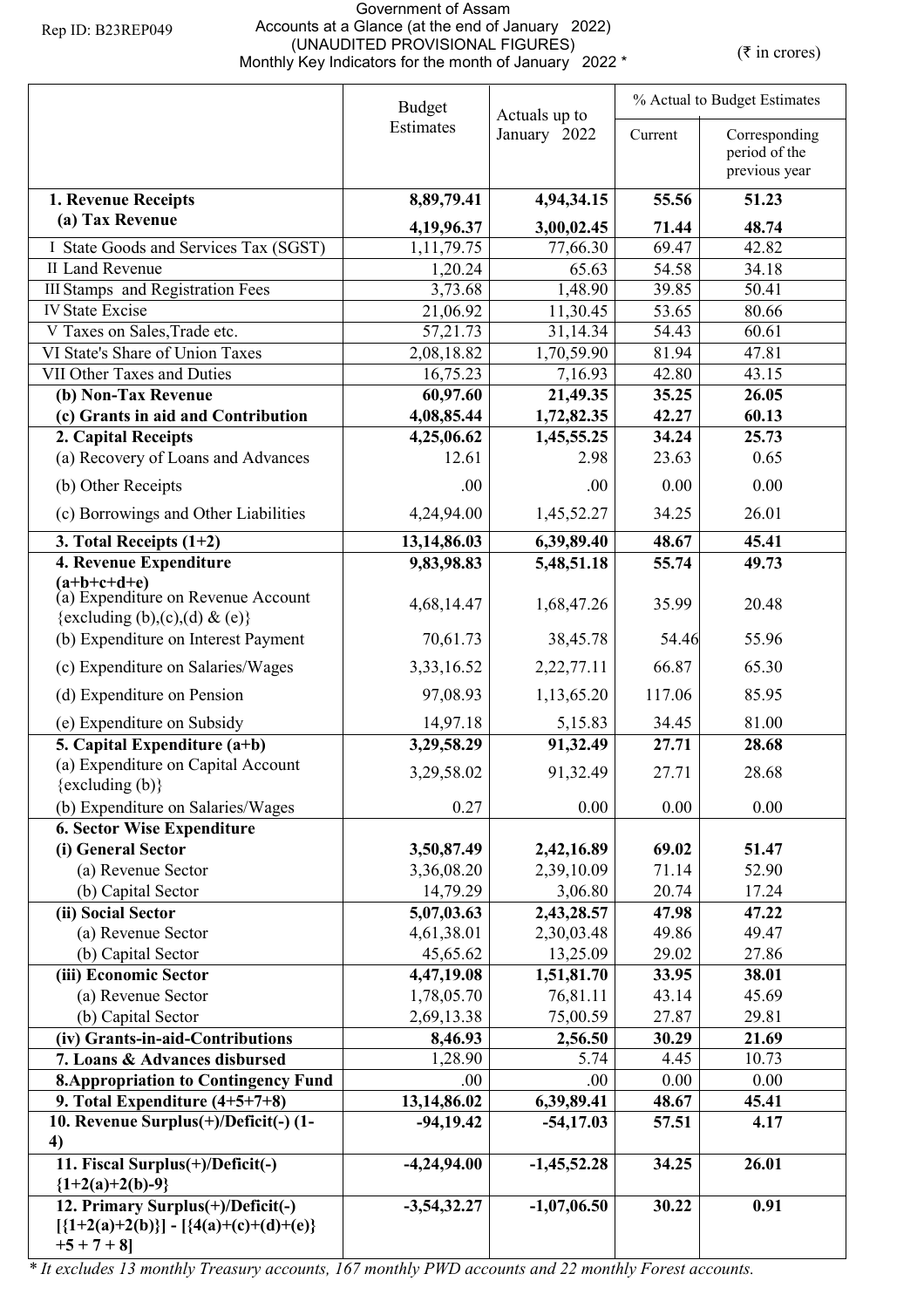Rep ID: B23REP049

# Government of Assam

## Accounts at a Glance (at the end of January 2022)

### (UNAUDITED PROVISIONAL FIGURES)

### Monthly Key Indicators for the month of January 2022 *

(₹ in crores)

| | Budget Estimates | Actuals up to January 2022 | % Actual to Budget Estimates | |
|---|---|---|---|---|
| | | | Current | Corresponding period of the previous year |
| **1. Revenue Receipts** | **8,89,79.41** | **4,94,34.15** | **55.56** | **51.23** |
| **(a) Tax Revenue** | **4,19,96.37** | **3,00,02.45** | **71.44** | **48.74** |
| I State Goods and Services Tax (SGST) | 1,11,79.75 | 77,66.30 | 69.47 | 42.82 |
| II Land Revenue | 1,20.24 | 65.63 | 54.58 | 34.18 |
| III Stamps and Registration Fees | 3,73.68 | 1,48.90 | 39.85 | 50.41 |
| IV State Excise | 21,06.92 | 11,30.45 | 53.65 | 80.66 |
| V Taxes on Sales,Trade etc. | 57,21.73 | 31,14.34 | 54.43 | 60.61 |
| VI State's Share of Union Taxes | 2,08,18.82 | 1,70,59.90 | 81.94 | 47.81 |
| VII Other Taxes and Duties | 16,75.23 | 7,16.93 | 42.80 | 43.15 |
| **(b) Non-Tax Revenue** | **60,97.60** | **21,49.35** | **35.25** | **26.05** |
| **(c) Grants in aid and Contribution** | **4,08,85.44** | **1,72,82.35** | **42.27** | **60.13** |
| **2. Capital Receipts** | **4,25,06.62** | **1,45,55.25** | **34.24** | **25.73** |
| (a) Recovery of Loans and Advances | 12.61 | 2.98 | 23.63 | 0.65 |
| (b) Other Receipts | .00 | .00 | 0.00 | 0.00 |
| (c) Borrowings and Other Liabilities | 4,24,94.00 | 1,45,52.27 | 34.25 | 26.01 |
| **3. Total Receipts (1+2)** | **13,14,86.03** | **6,39,89.40** | **48.67** | **45.41** |
| **4. Revenue Expenditure (a+b+c+d+e)** | **9,83,98.83** | **5,48,51.18** | **55.74** | **49.73** |
| (a) Expenditure on Revenue Account {excluding (b),(c),(d) & (e)} | 4,68,14.47 | 1,68,47.26 | 35.99 | 20.48 |
| (b) Expenditure on Interest Payment | 70,61.73 | 38,45.78 | 54.46 | 55.96 |
| (c) Expenditure on Salaries/Wages | 3,33,16.52 | 2,22,77.11 | 66.87 | 65.30 |
| (d) Expenditure on Pension | 97,08.93 | 1,13,65.20 | 117.06 | 85.95 |
| (e) Expenditure on Subsidy | 14,97.18 | 5,15.83 | 34.45 | 81.00 |
| **5. Capital Expenditure (a+b)** | **3,29,58.29** | **91,32.49** | **27.71** | **28.68** |
| (a) Expenditure on Capital Account {excluding (b)} | 3,29,58.02 | 91,32.49 | 27.71 | 28.68 |
| (b) Expenditure on Salaries/Wages | 0.27 | 0.00 | 0.00 | 0.00 |
| **6. Sector Wise Expenditure** | | | | |
| **(i) General Sector** | **3,50,87.49** | **2,42,16.89** | **69.02** | **51.47** |
| (a) Revenue Sector | 3,36,08.20 | 2,39,10.09 | 71.14 | 52.90 |
| (b) Capital Sector | 14,79.29 | 3,06.80 | 20.74 | 17.24 |
| **(ii) Social Sector** | **5,07,03.63** | **2,43,28.57** | **47.98** | **47.22** |
| (a) Revenue Sector | 4,61,38.01 | 2,30,03.48 | 49.86 | 49.47 |
| (b) Capital Sector | 45,65.62 | 13,25.09 | 29.02 | 27.86 |
| **(iii) Economic Sector** | **4,47,19.08** | **1,51,81.70** | **33.95** | **38.01** |
| (a) Revenue Sector | 1,78,05.70 | 76,81.11 | 43.14 | 45.69 |
| (b) Capital Sector | 2,69,13.38 | 75,00.59 | 27.87 | 29.81 |
| **(iv) Grants-in-aid-Contributions** | **8,46.93** | **2,56.50** | **30.29** | **21.69** |
| **7. Loans & Advances disbursed** | 1,28.90 | 5.74 | 4.45 | 10.73 |
| **8.Appropriation to Contingency Fund** | .00 | .00 | 0.00 | 0.00 |
| **9. Total Expenditure (4+5+7+8)** | **13,14,86.02** | **6,39,89.41** | **48.67** | **45.41** |
| **10. Revenue Surplus(+)/Deficit(-) (1-4)** | **-94,19.42** | **-54,17.03** | **57.51** | **4.17** |
| **11. Fiscal Surplus(+)/Deficit(-) {1+2(a)+2(b)-9}** | **-4,24,94.00** | **-1,45,52.28** | **34.25** | **26.01** |
| **12. Primary Surplus(+)/Deficit(-) [{1+2(a)+2(b)}] - [{4(a)+(c)+(d)+(e)} +5 + 7 + 8]** | **-3,54,32.27** | **-1,07,06.50** | **30.22** | **0.91** |

*\* It excludes 13 monthly Treasury accounts, 167 monthly PWD accounts and 22 monthly Forest accounts.*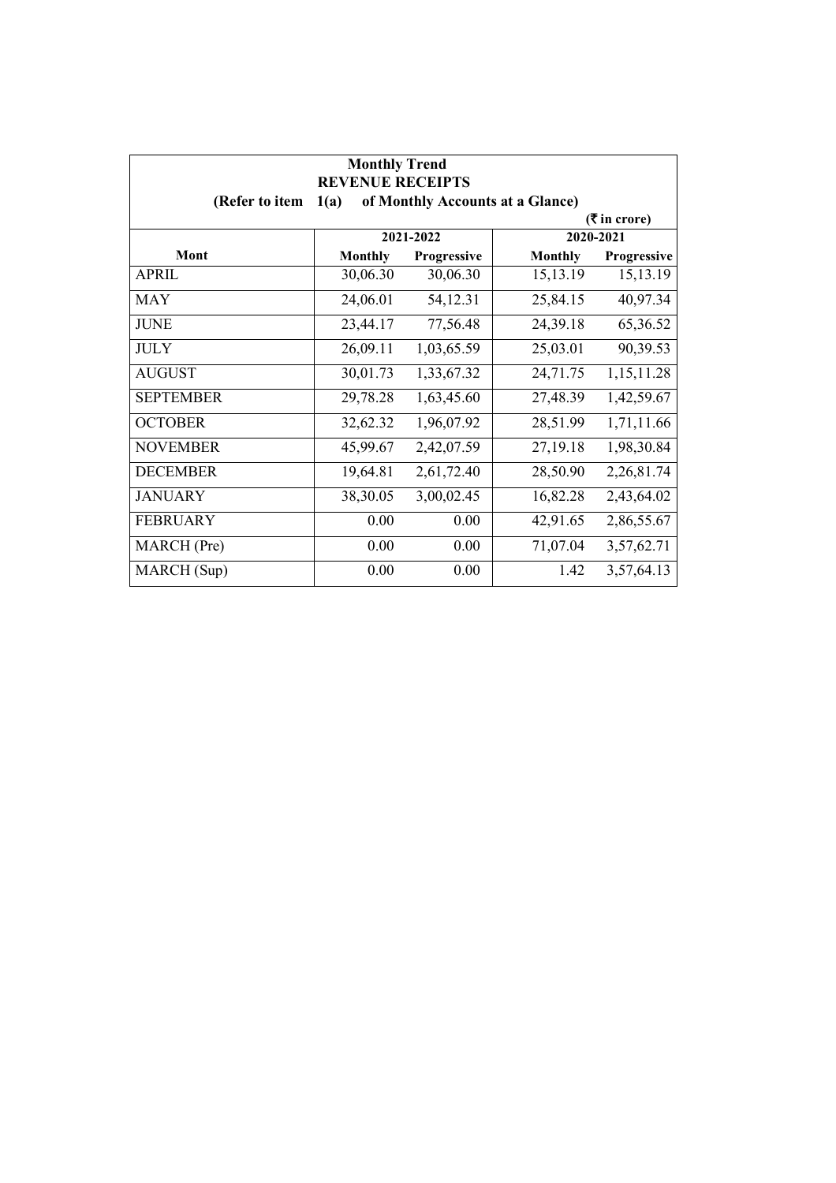**Monthly Trend**

**REVENUE RECEIPTS**

**(Refer to item 1(a) of Monthly Accounts at a Glance)**

**(₹ in crore)**

| Mont | 2021-2022 | | 2020-2021 | |
|---|---|---|---|---|
| | Monthly | Progressive | Monthly | Progressive |
| APRIL | 30,06.30 | 30,06.30 | 15,13.19 | 15,13.19 |
| MAY | 24,06.01 | 54,12.31 | 25,84.15 | 40,97.34 |
| JUNE | 23,44.17 | 77,56.48 | 24,39.18 | 65,36.52 |
| JULY | 26,09.11 | 1,03,65.59 | 25,03.01 | 90,39.53 |
| AUGUST | 30,01.73 | 1,33,67.32 | 24,71.75 | 1,15,11.28 |
| SEPTEMBER | 29,78.28 | 1,63,45.60 | 27,48.39 | 1,42,59.67 |
| OCTOBER | 32,62.32 | 1,96,07.92 | 28,51.99 | 1,71,11.66 |
| NOVEMBER | 45,99.67 | 2,42,07.59 | 27,19.18 | 1,98,30.84 |
| DECEMBER | 19,64.81 | 2,61,72.40 | 28,50.90 | 2,26,81.74 |
| JANUARY | 38,30.05 | 3,00,02.45 | 16,82.28 | 2,43,64.02 |
| FEBRUARY | 0.00 | 0.00 | 42,91.65 | 2,86,55.67 |
| MARCH (Pre) | 0.00 | 0.00 | 71,07.04 | 3,57,62.71 |
| MARCH (Sup) | 0.00 | 0.00 | 1.42 | 3,57,64.13 |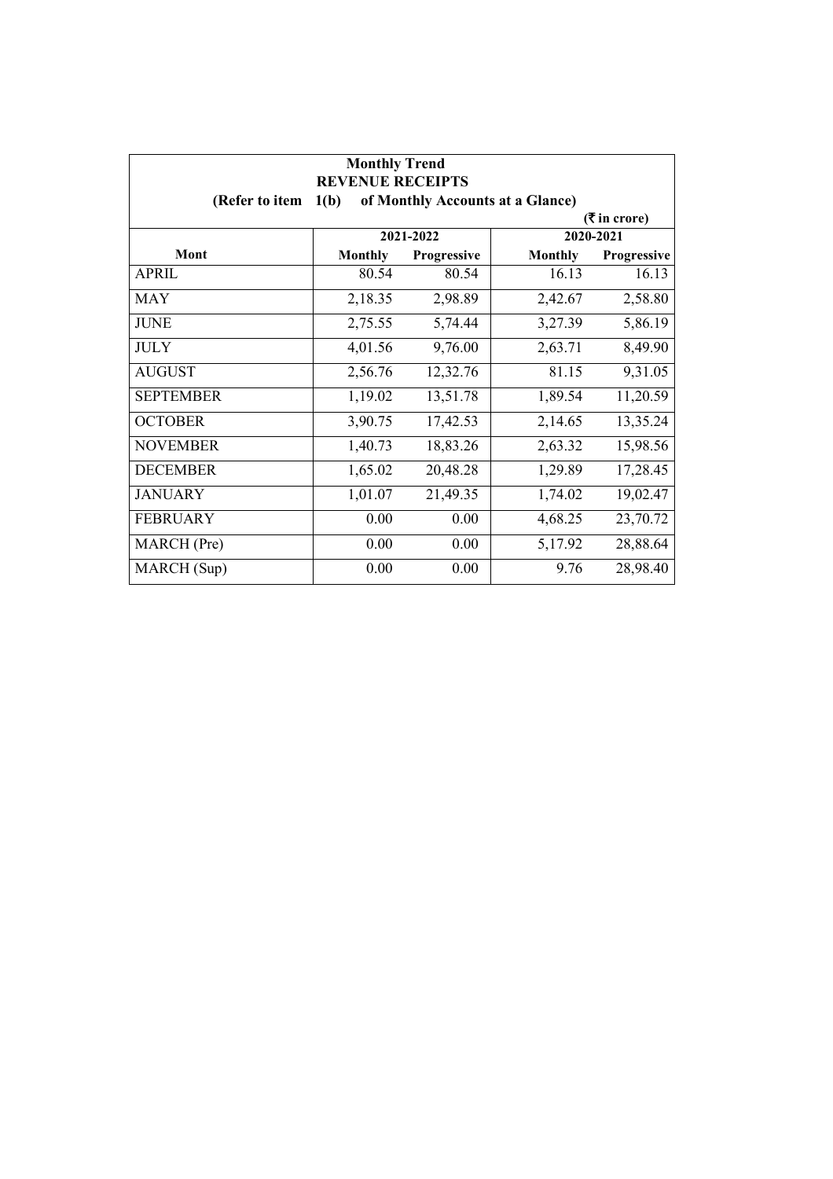**Monthly Trend**
**REVENUE RECEIPTS**
**(Refer to item 1(b) of Monthly Accounts at a Glance)**

**(₹ in crore)**

| Mont | 2021-2022 | | 2020-2021 | |
|---|---|---|---|---|
| | **Monthly** | **Progressive** | **Monthly** | **Progressive** |
| APRIL | 80.54 | 80.54 | 16.13 | 16.13 |
| MAY | 2,18.35 | 2,98.89 | 2,42.67 | 2,58.80 |
| JUNE | 2,75.55 | 5,74.44 | 3,27.39 | 5,86.19 |
| JULY | 4,01.56 | 9,76.00 | 2,63.71 | 8,49.90 |
| AUGUST | 2,56.76 | 12,32.76 | 81.15 | 9,31.05 |
| SEPTEMBER | 1,19.02 | 13,51.78 | 1,89.54 | 11,20.59 |
| OCTOBER | 3,90.75 | 17,42.53 | 2,14.65 | 13,35.24 |
| NOVEMBER | 1,40.73 | 18,83.26 | 2,63.32 | 15,98.56 |
| DECEMBER | 1,65.02 | 20,48.28 | 1,29.89 | 17,28.45 |
| JANUARY | 1,01.07 | 21,49.35 | 1,74.02 | 19,02.47 |
| FEBRUARY | 0.00 | 0.00 | 4,68.25 | 23,70.72 |
| MARCH (Pre) | 0.00 | 0.00 | 5,17.92 | 28,88.64 |
| MARCH (Sup) | 0.00 | 0.00 | 9.76 | 28,98.40 |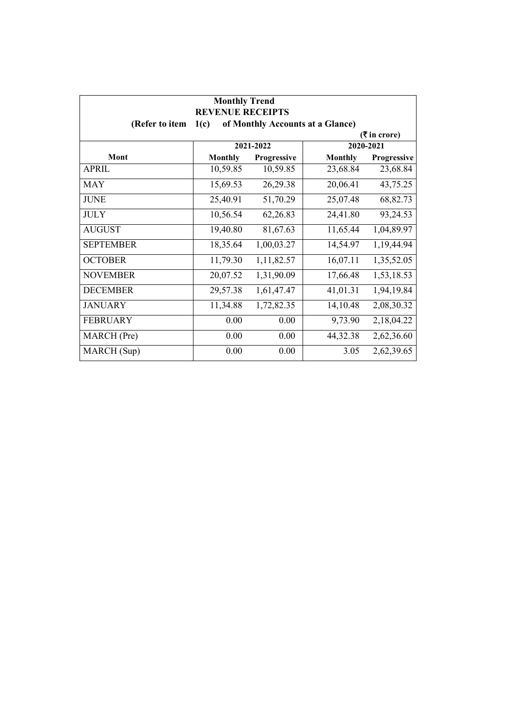**Monthly Trend**

**REVENUE RECEIPTS**

**(Refer to item 1(c) of Monthly Accounts at a Glance)**

**(₹ in crore)**

| Mont | 2021-2022 | | 2020-2021 | |
|---|---|---|---|---|
| | **Monthly** | **Progressive** | **Monthly** | **Progressive** |
| APRIL | 10,59.85 | 10,59.85 | 23,68.84 | 23,68.84 |
| MAY | 15,69.53 | 26,29.38 | 20,06.41 | 43,75.25 |
| JUNE | 25,40.91 | 51,70.29 | 25,07.48 | 68,82.73 |
| JULY | 10,56.54 | 62,26.83 | 24,41.80 | 93,24.53 |
| AUGUST | 19,40.80 | 81,67.63 | 11,65.44 | 1,04,89.97 |
| SEPTEMBER | 18,35.64 | 1,00,03.27 | 14,54.97 | 1,19,44.94 |
| OCTOBER | 11,79.30 | 1,11,82.57 | 16,07.11 | 1,35,52.05 |
| NOVEMBER | 20,07.52 | 1,31,90.09 | 17,66.48 | 1,53,18.53 |
| DECEMBER | 29,57.38 | 1,61,47.47 | 41,01.31 | 1,94,19.84 |
| JANUARY | 11,34.88 | 1,72,82.35 | 14,10.48 | 2,08,30.32 |
| FEBRUARY | 0.00 | 0.00 | 9,73.90 | 2,18,04.22 |
| MARCH (Pre) | 0.00 | 0.00 | 44,32.38 | 2,62,36.60 |
| MARCH (Sup) | 0.00 | 0.00 | 3.05 | 2,62,39.65 |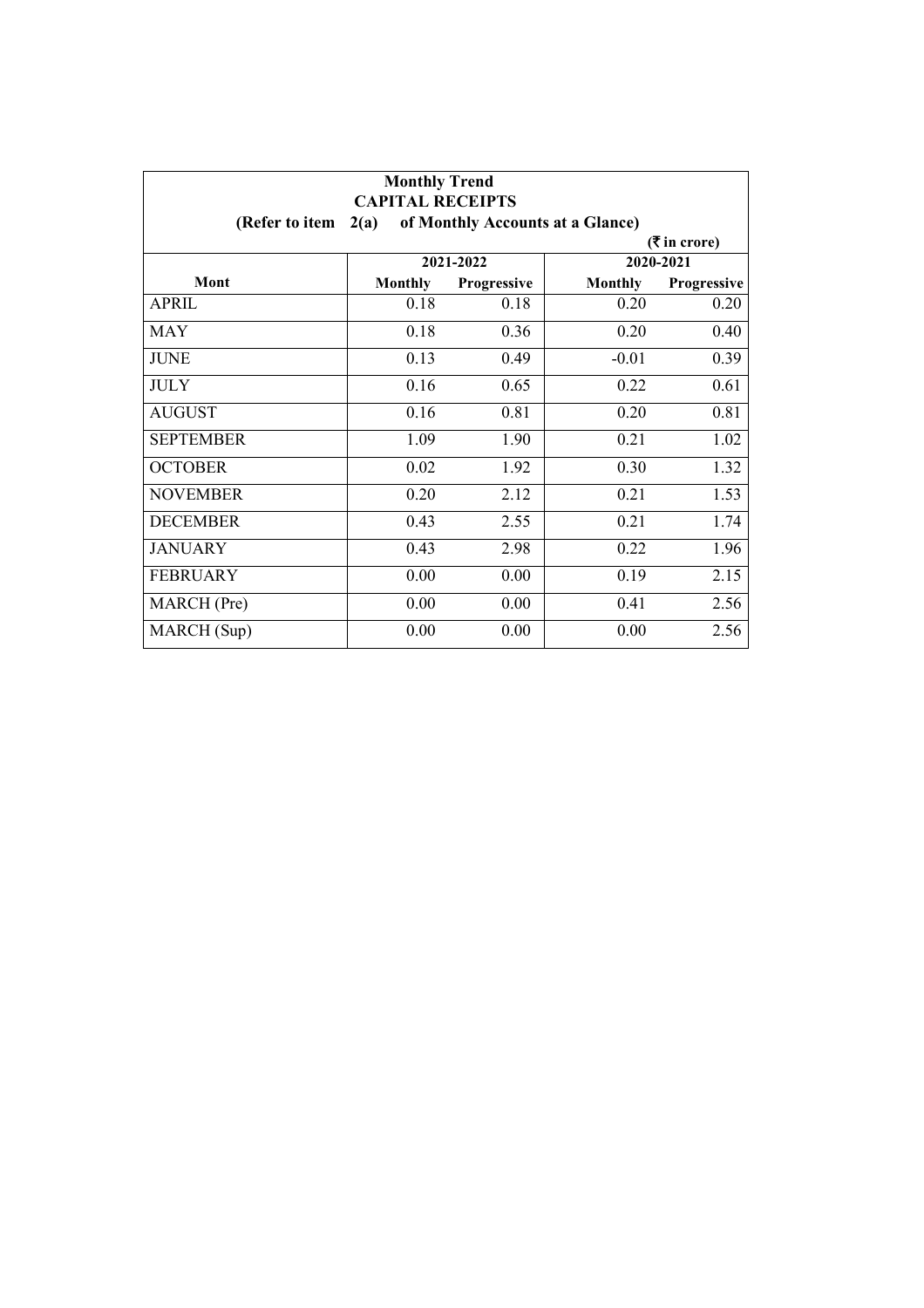**Monthly Trend**
**CAPITAL RECEIPTS**
**(Refer to item 2(a) of Monthly Accounts at a Glance)**

(₹ in crore)

| Mont | 2021-2022 | | 2020-2021 | |
|---|---|---|---|---|
| | Monthly | Progressive | Monthly | Progressive |
| APRIL | 0.18 | 0.18 | 0.20 | 0.20 |
| MAY | 0.18 | 0.36 | 0.20 | 0.40 |
| JUNE | 0.13 | 0.49 | -0.01 | 0.39 |
| JULY | 0.16 | 0.65 | 0.22 | 0.61 |
| AUGUST | 0.16 | 0.81 | 0.20 | 0.81 |
| SEPTEMBER | 1.09 | 1.90 | 0.21 | 1.02 |
| OCTOBER | 0.02 | 1.92 | 0.30 | 1.32 |
| NOVEMBER | 0.20 | 2.12 | 0.21 | 1.53 |
| DECEMBER | 0.43 | 2.55 | 0.21 | 1.74 |
| JANUARY | 0.43 | 2.98 | 0.22 | 1.96 |
| FEBRUARY | 0.00 | 0.00 | 0.19 | 2.15 |
| MARCH (Pre) | 0.00 | 0.00 | 0.41 | 2.56 |
| MARCH (Sup) | 0.00 | 0.00 | 0.00 | 2.56 |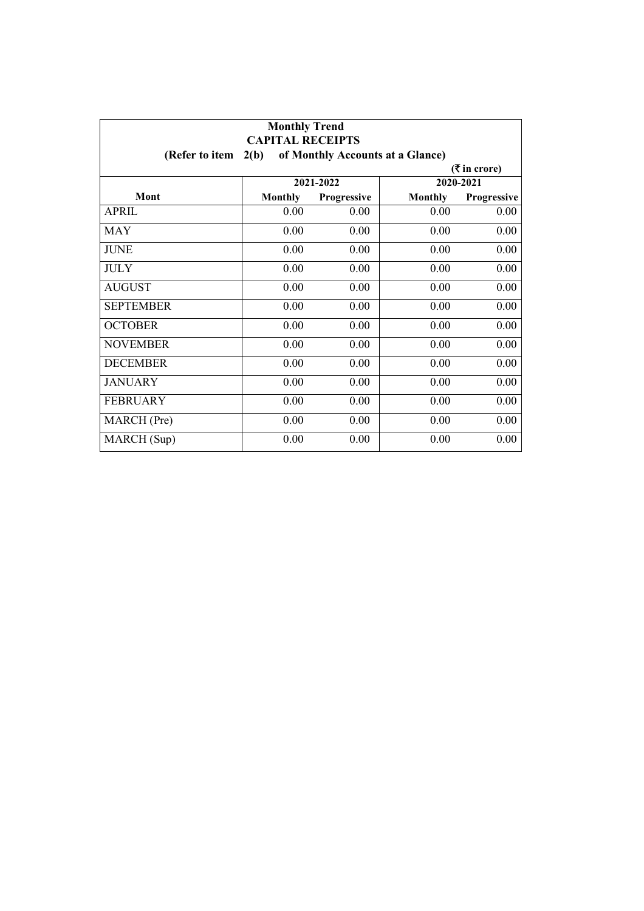**Monthly Trend**

**CAPITAL RECEIPTS**

**(Refer to item 2(b) of Monthly Accounts at a Glance)**

**(₹ in crore)**

| Mont | 2021-2022 | | 2020-2021 | |
|---|---|---|---|---|
| | **Monthly** | **Progressive** | **Monthly** | **Progressive** |
| APRIL | 0.00 | 0.00 | 0.00 | 0.00 |
| MAY | 0.00 | 0.00 | 0.00 | 0.00 |
| JUNE | 0.00 | 0.00 | 0.00 | 0.00 |
| JULY | 0.00 | 0.00 | 0.00 | 0.00 |
| AUGUST | 0.00 | 0.00 | 0.00 | 0.00 |
| SEPTEMBER | 0.00 | 0.00 | 0.00 | 0.00 |
| OCTOBER | 0.00 | 0.00 | 0.00 | 0.00 |
| NOVEMBER | 0.00 | 0.00 | 0.00 | 0.00 |
| DECEMBER | 0.00 | 0.00 | 0.00 | 0.00 |
| JANUARY | 0.00 | 0.00 | 0.00 | 0.00 |
| FEBRUARY | 0.00 | 0.00 | 0.00 | 0.00 |
| MARCH (Pre) | 0.00 | 0.00 | 0.00 | 0.00 |
| MARCH (Sup) | 0.00 | 0.00 | 0.00 | 0.00 |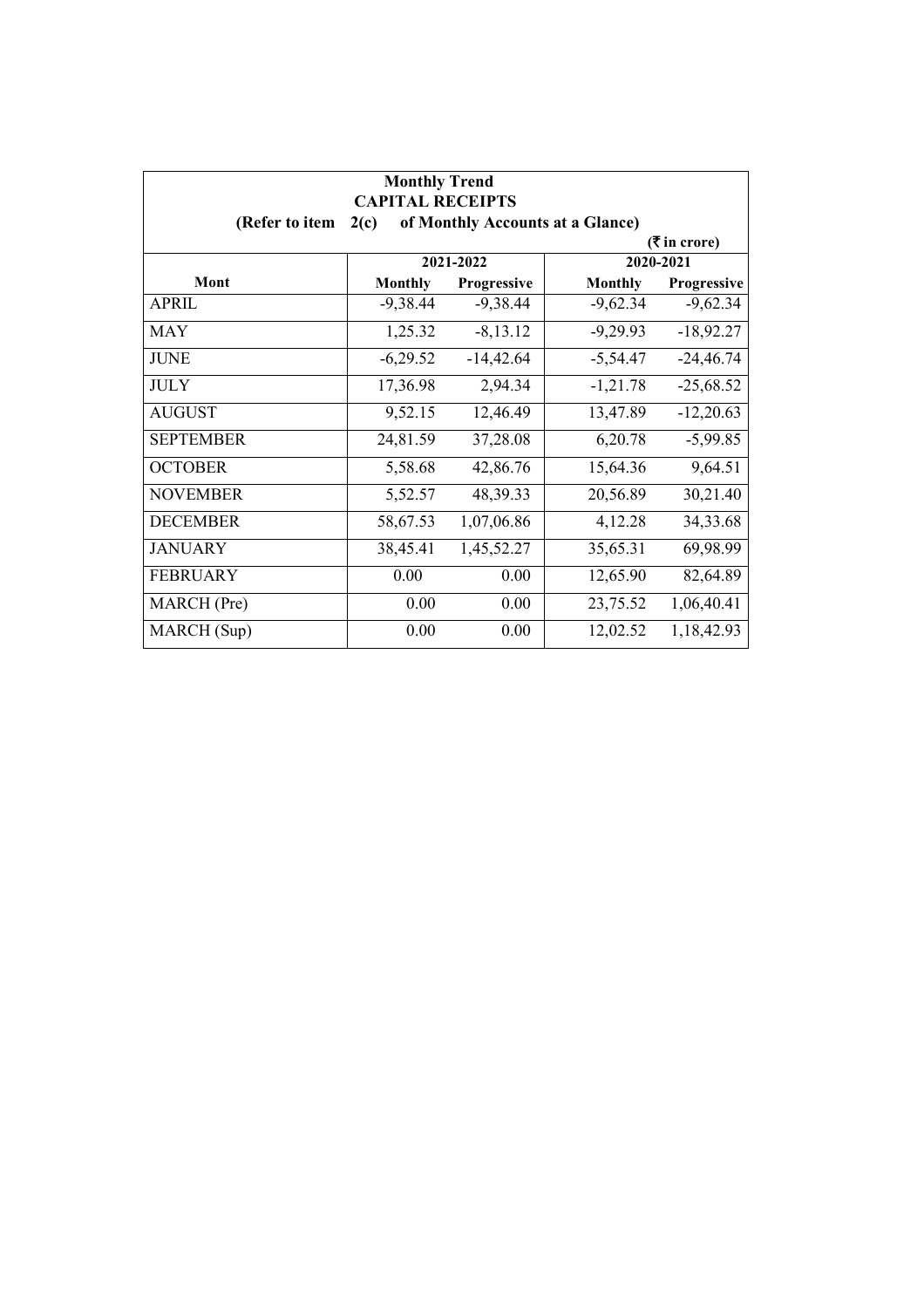**Monthly Trend**

**CAPITAL RECEIPTS**

**(Refer to item 2(c) of Monthly Accounts at a Glance)**

**(₹ in crore)**

| Mont | 2021-2022 | | 2020-2021 | |
|---|---|---|---|---|
| | Monthly | Progressive | Monthly | Progressive |
| APRIL | -9,38.44 | -9,38.44 | -9,62.34 | -9,62.34 |
| MAY | 1,25.32 | -8,13.12 | -9,29.93 | -18,92.27 |
| JUNE | -6,29.52 | -14,42.64 | -5,54.47 | -24,46.74 |
| JULY | 17,36.98 | 2,94.34 | -1,21.78 | -25,68.52 |
| AUGUST | 9,52.15 | 12,46.49 | 13,47.89 | -12,20.63 |
| SEPTEMBER | 24,81.59 | 37,28.08 | 6,20.78 | -5,99.85 |
| OCTOBER | 5,58.68 | 42,86.76 | 15,64.36 | 9,64.51 |
| NOVEMBER | 5,52.57 | 48,39.33 | 20,56.89 | 30,21.40 |
| DECEMBER | 58,67.53 | 1,07,06.86 | 4,12.28 | 34,33.68 |
| JANUARY | 38,45.41 | 1,45,52.27 | 35,65.31 | 69,98.99 |
| FEBRUARY | 0.00 | 0.00 | 12,65.90 | 82,64.89 |
| MARCH (Pre) | 0.00 | 0.00 | 23,75.52 | 1,06,40.41 |
| MARCH (Sup) | 0.00 | 0.00 | 12,02.52 | 1,18,42.93 |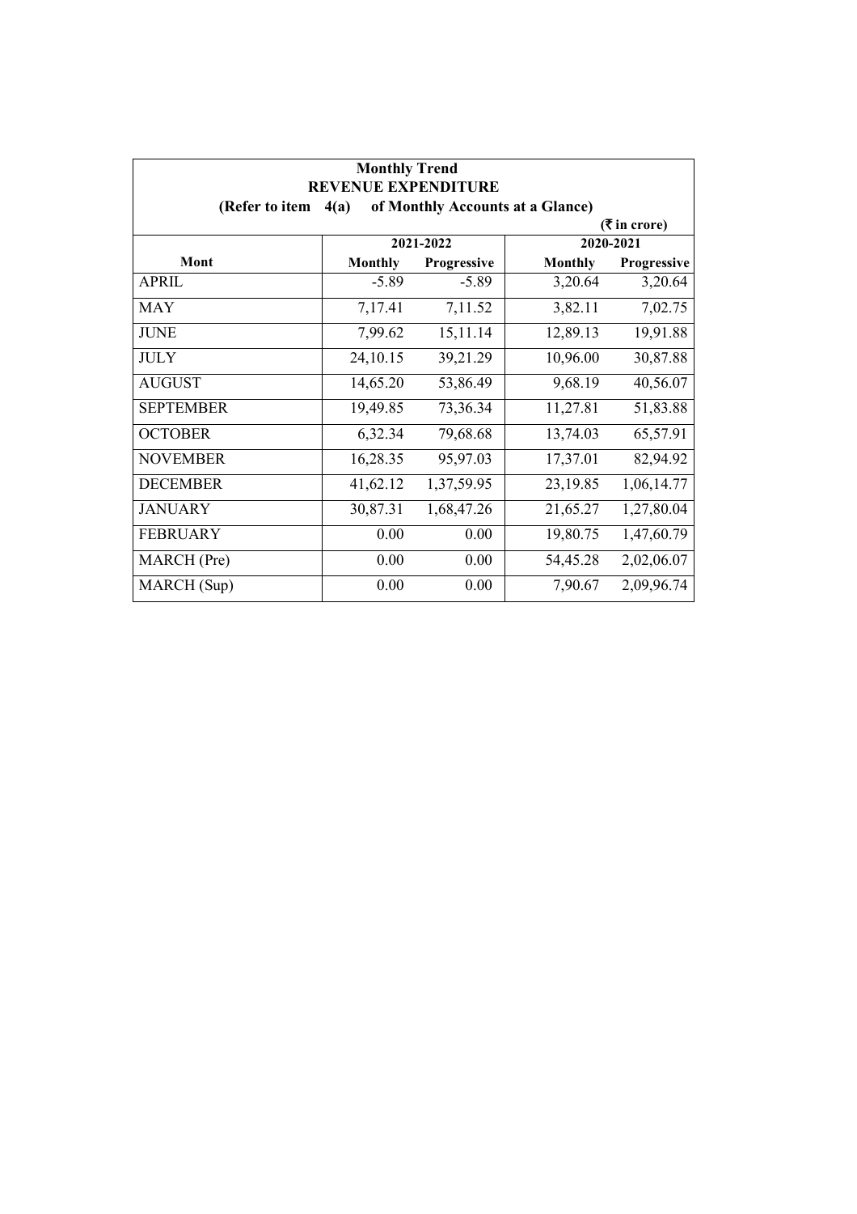**Monthly Trend**

**REVENUE EXPENDITURE**

**(Refer to item 4(a) of Monthly Accounts at a Glance)**

**(₹ in crore)**

| Mont | 2021-2022 | | 2020-2021 | |
|---|---|---|---|---|
| | **Monthly** | **Progressive** | **Monthly** | **Progressive** |
| APRIL | -5.89 | -5.89 | 3,20.64 | 3,20.64 |
| MAY | 7,17.41 | 7,11.52 | 3,82.11 | 7,02.75 |
| JUNE | 7,99.62 | 15,11.14 | 12,89.13 | 19,91.88 |
| JULY | 24,10.15 | 39,21.29 | 10,96.00 | 30,87.88 |
| AUGUST | 14,65.20 | 53,86.49 | 9,68.19 | 40,56.07 |
| SEPTEMBER | 19,49.85 | 73,36.34 | 11,27.81 | 51,83.88 |
| OCTOBER | 6,32.34 | 79,68.68 | 13,74.03 | 65,57.91 |
| NOVEMBER | 16,28.35 | 95,97.03 | 17,37.01 | 82,94.92 |
| DECEMBER | 41,62.12 | 1,37,59.95 | 23,19.85 | 1,06,14.77 |
| JANUARY | 30,87.31 | 1,68,47.26 | 21,65.27 | 1,27,80.04 |
| FEBRUARY | 0.00 | 0.00 | 19,80.75 | 1,47,60.79 |
| MARCH (Pre) | 0.00 | 0.00 | 54,45.28 | 2,02,06.07 |
| MARCH (Sup) | 0.00 | 0.00 | 7,90.67 | 2,09,96.74 |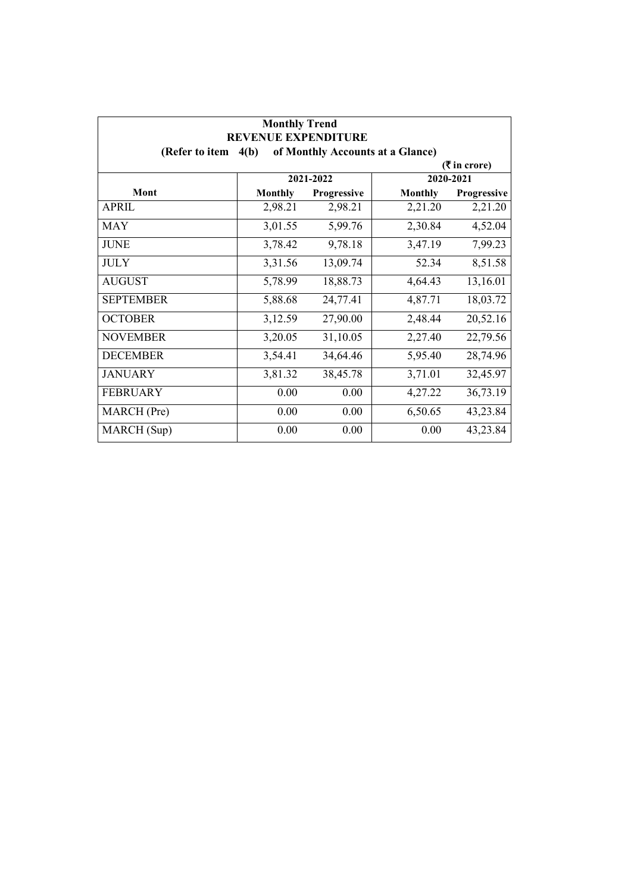**Monthly Trend**
**REVENUE EXPENDITURE**
**(Refer to item 4(b) of Monthly Accounts at a Glance)**

**(₹ in crore)**

| Mont | 2021-2022 | | 2020-2021 | |
|---|---|---|---|---|
| | Monthly | Progressive | Monthly | Progressive |
| APRIL | 2,98.21 | 2,98.21 | 2,21.20 | 2,21.20 |
| MAY | 3,01.55 | 5,99.76 | 2,30.84 | 4,52.04 |
| JUNE | 3,78.42 | 9,78.18 | 3,47.19 | 7,99.23 |
| JULY | 3,31.56 | 13,09.74 | 52.34 | 8,51.58 |
| AUGUST | 5,78.99 | 18,88.73 | 4,64.43 | 13,16.01 |
| SEPTEMBER | 5,88.68 | 24,77.41 | 4,87.71 | 18,03.72 |
| OCTOBER | 3,12.59 | 27,90.00 | 2,48.44 | 20,52.16 |
| NOVEMBER | 3,20.05 | 31,10.05 | 2,27.40 | 22,79.56 |
| DECEMBER | 3,54.41 | 34,64.46 | 5,95.40 | 28,74.96 |
| JANUARY | 3,81.32 | 38,45.78 | 3,71.01 | 32,45.97 |
| FEBRUARY | 0.00 | 0.00 | 4,27.22 | 36,73.19 |
| MARCH (Pre) | 0.00 | 0.00 | 6,50.65 | 43,23.84 |
| MARCH (Sup) | 0.00 | 0.00 | 0.00 | 43,23.84 |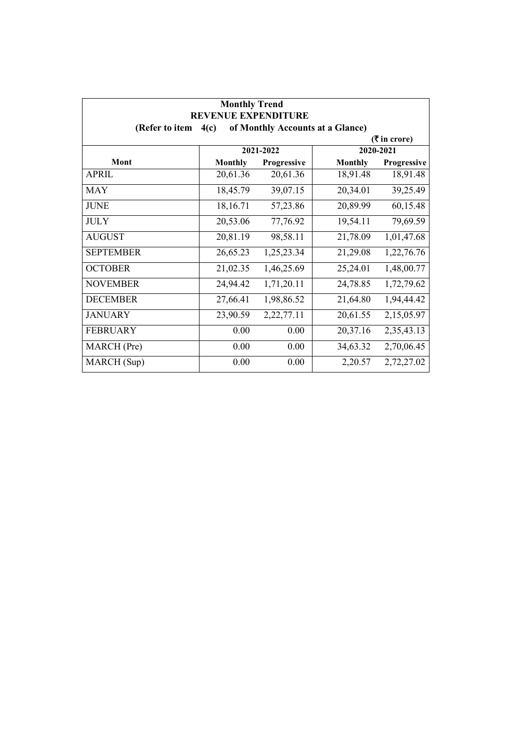**Monthly Trend**

**REVENUE EXPENDITURE**

**(Refer to item 4(c) of Monthly Accounts at a Glance)**

**(₹ in crore)**

| Mont | 2021-2022 | | 2020-2021 | |
|---|---|---|---|---|
| | Monthly | Progressive | Monthly | Progressive |
| APRIL | 20,61.36 | 20,61.36 | 18,91.48 | 18,91.48 |
| MAY | 18,45.79 | 39,07.15 | 20,34.01 | 39,25.49 |
| JUNE | 18,16.71 | 57,23.86 | 20,89.99 | 60,15.48 |
| JULY | 20,53.06 | 77,76.92 | 19,54.11 | 79,69.59 |
| AUGUST | 20,81.19 | 98,58.11 | 21,78.09 | 1,01,47.68 |
| SEPTEMBER | 26,65.23 | 1,25,23.34 | 21,29.08 | 1,22,76.76 |
| OCTOBER | 21,02.35 | 1,46,25.69 | 25,24.01 | 1,48,00.77 |
| NOVEMBER | 24,94.42 | 1,71,20.11 | 24,78.85 | 1,72,79.62 |
| DECEMBER | 27,66.41 | 1,98,86.52 | 21,64.80 | 1,94,44.42 |
| JANUARY | 23,90.59 | 2,22,77.11 | 20,61.55 | 2,15,05.97 |
| FEBRUARY | 0.00 | 0.00 | 20,37.16 | 2,35,43.13 |
| MARCH (Pre) | 0.00 | 0.00 | 34,63.32 | 2,70,06.45 |
| MARCH (Sup) | 0.00 | 0.00 | 2,20.57 | 2,72,27.02 |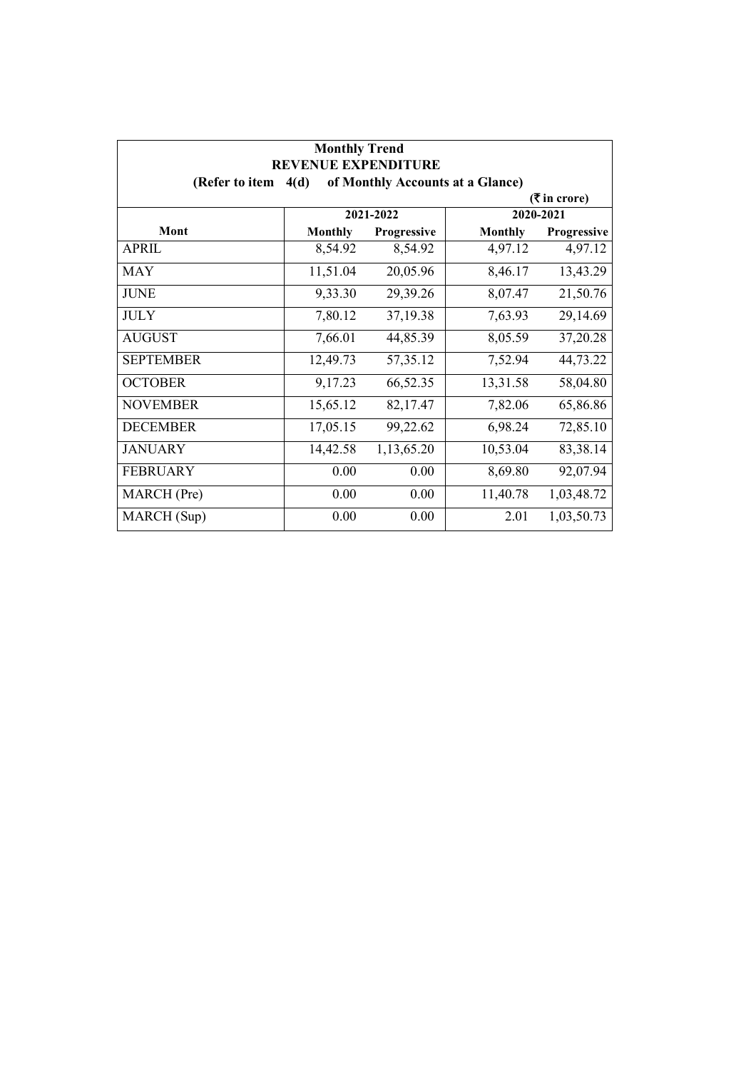**Monthly Trend**
**REVENUE EXPENDITURE**
**(Refer to item 4(d) of Monthly Accounts at a Glance)**

**(₹ in crore)**

| Mont | 2021-2022 | | 2020-2021 | |
|---|---|---|---|---|
| | Monthly | Progressive | Monthly | Progressive |
| APRIL | 8,54.92 | 8,54.92 | 4,97.12 | 4,97.12 |
| MAY | 11,51.04 | 20,05.96 | 8,46.17 | 13,43.29 |
| JUNE | 9,33.30 | 29,39.26 | 8,07.47 | 21,50.76 |
| JULY | 7,80.12 | 37,19.38 | 7,63.93 | 29,14.69 |
| AUGUST | 7,66.01 | 44,85.39 | 8,05.59 | 37,20.28 |
| SEPTEMBER | 12,49.73 | 57,35.12 | 7,52.94 | 44,73.22 |
| OCTOBER | 9,17.23 | 66,52.35 | 13,31.58 | 58,04.80 |
| NOVEMBER | 15,65.12 | 82,17.47 | 7,82.06 | 65,86.86 |
| DECEMBER | 17,05.15 | 99,22.62 | 6,98.24 | 72,85.10 |
| JANUARY | 14,42.58 | 1,13,65.20 | 10,53.04 | 83,38.14 |
| FEBRUARY | 0.00 | 0.00 | 8,69.80 | 92,07.94 |
| MARCH (Pre) | 0.00 | 0.00 | 11,40.78 | 1,03,48.72 |
| MARCH (Sup) | 0.00 | 0.00 | 2.01 | 1,03,50.73 |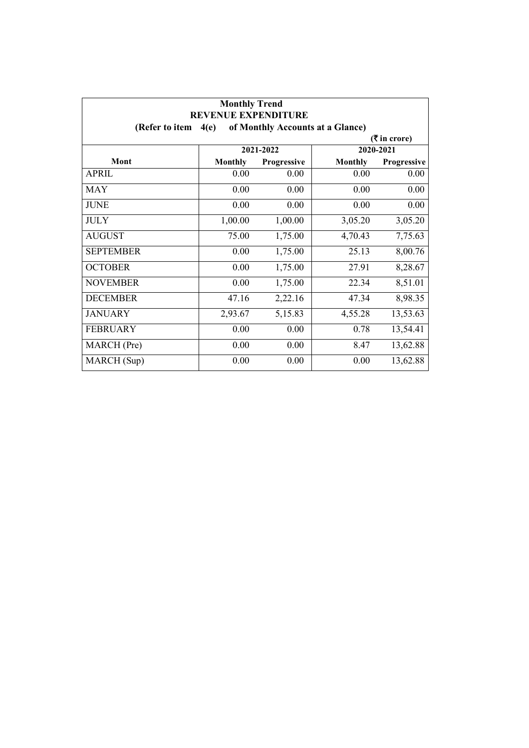**Monthly Trend**
**REVENUE EXPENDITURE**
**(Refer to item 4(e) of Monthly Accounts at a Glance)**

**(₹ in crore)**

| Mont | 2021-2022 | | 2020-2021 | |
|---|---|---|---|---|
| | **Monthly** | **Progressive** | **Monthly** | **Progressive** |
| APRIL | 0.00 | 0.00 | 0.00 | 0.00 |
| MAY | 0.00 | 0.00 | 0.00 | 0.00 |
| JUNE | 0.00 | 0.00 | 0.00 | 0.00 |
| JULY | 1,00.00 | 1,00.00 | 3,05.20 | 3,05.20 |
| AUGUST | 75.00 | 1,75.00 | 4,70.43 | 7,75.63 |
| SEPTEMBER | 0.00 | 1,75.00 | 25.13 | 8,00.76 |
| OCTOBER | 0.00 | 1,75.00 | 27.91 | 8,28.67 |
| NOVEMBER | 0.00 | 1,75.00 | 22.34 | 8,51.01 |
| DECEMBER | 47.16 | 2,22.16 | 47.34 | 8,98.35 |
| JANUARY | 2,93.67 | 5,15.83 | 4,55.28 | 13,53.63 |
| FEBRUARY | 0.00 | 0.00 | 0.78 | 13,54.41 |
| MARCH (Pre) | 0.00 | 0.00 | 8.47 | 13,62.88 |
| MARCH (Sup) | 0.00 | 0.00 | 0.00 | 13,62.88 |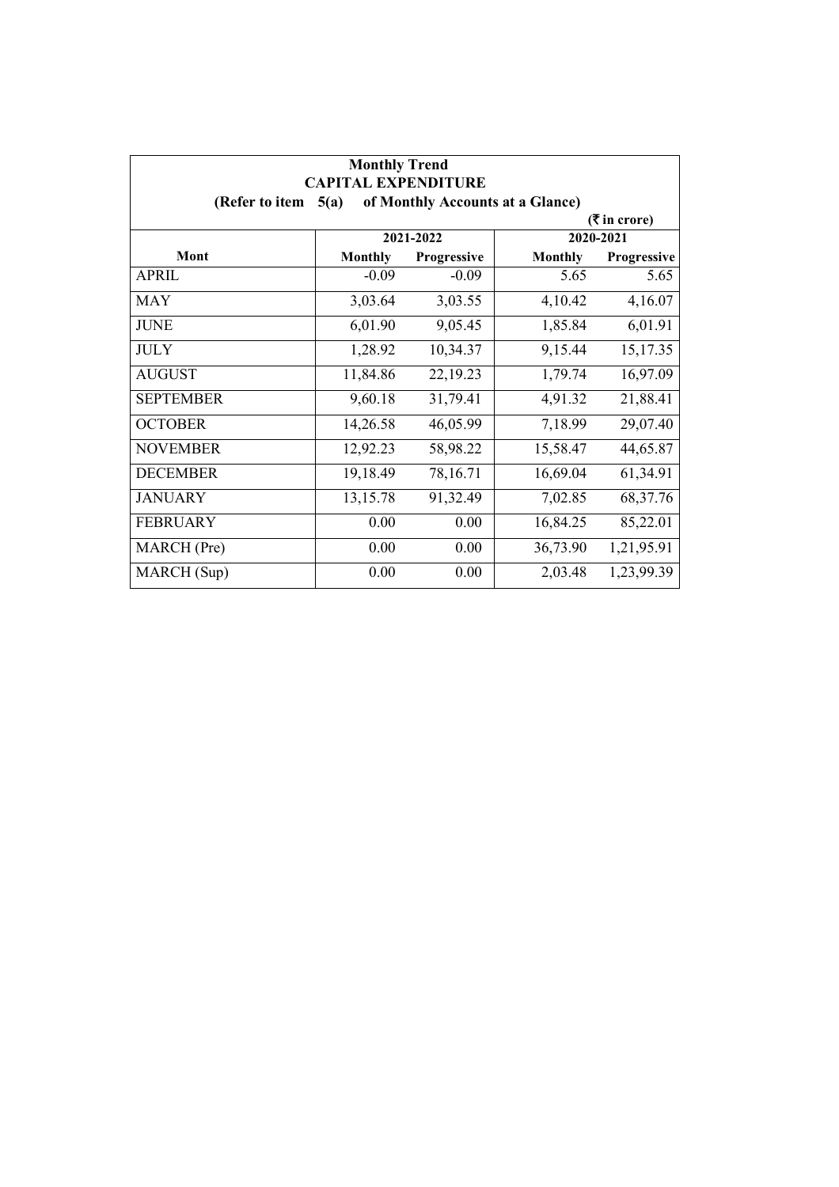**Monthly Trend**
**CAPITAL EXPENDITURE**
**(Refer to item 5(a) of Monthly Accounts at a Glance)**

**(₹ in crore)**

| Mont | 2021-2022 | | 2020-2021 | |
|---|---|---|---|---|
| | Monthly | Progressive | Monthly | Progressive |
| APRIL | -0.09 | -0.09 | 5.65 | 5.65 |
| MAY | 3,03.64 | 3,03.55 | 4,10.42 | 4,16.07 |
| JUNE | 6,01.90 | 9,05.45 | 1,85.84 | 6,01.91 |
| JULY | 1,28.92 | 10,34.37 | 9,15.44 | 15,17.35 |
| AUGUST | 11,84.86 | 22,19.23 | 1,79.74 | 16,97.09 |
| SEPTEMBER | 9,60.18 | 31,79.41 | 4,91.32 | 21,88.41 |
| OCTOBER | 14,26.58 | 46,05.99 | 7,18.99 | 29,07.40 |
| NOVEMBER | 12,92.23 | 58,98.22 | 15,58.47 | 44,65.87 |
| DECEMBER | 19,18.49 | 78,16.71 | 16,69.04 | 61,34.91 |
| JANUARY | 13,15.78 | 91,32.49 | 7,02.85 | 68,37.76 |
| FEBRUARY | 0.00 | 0.00 | 16,84.25 | 85,22.01 |
| MARCH (Pre) | 0.00 | 0.00 | 36,73.90 | 1,21,95.91 |
| MARCH (Sup) | 0.00 | 0.00 | 2,03.48 | 1,23,99.39 |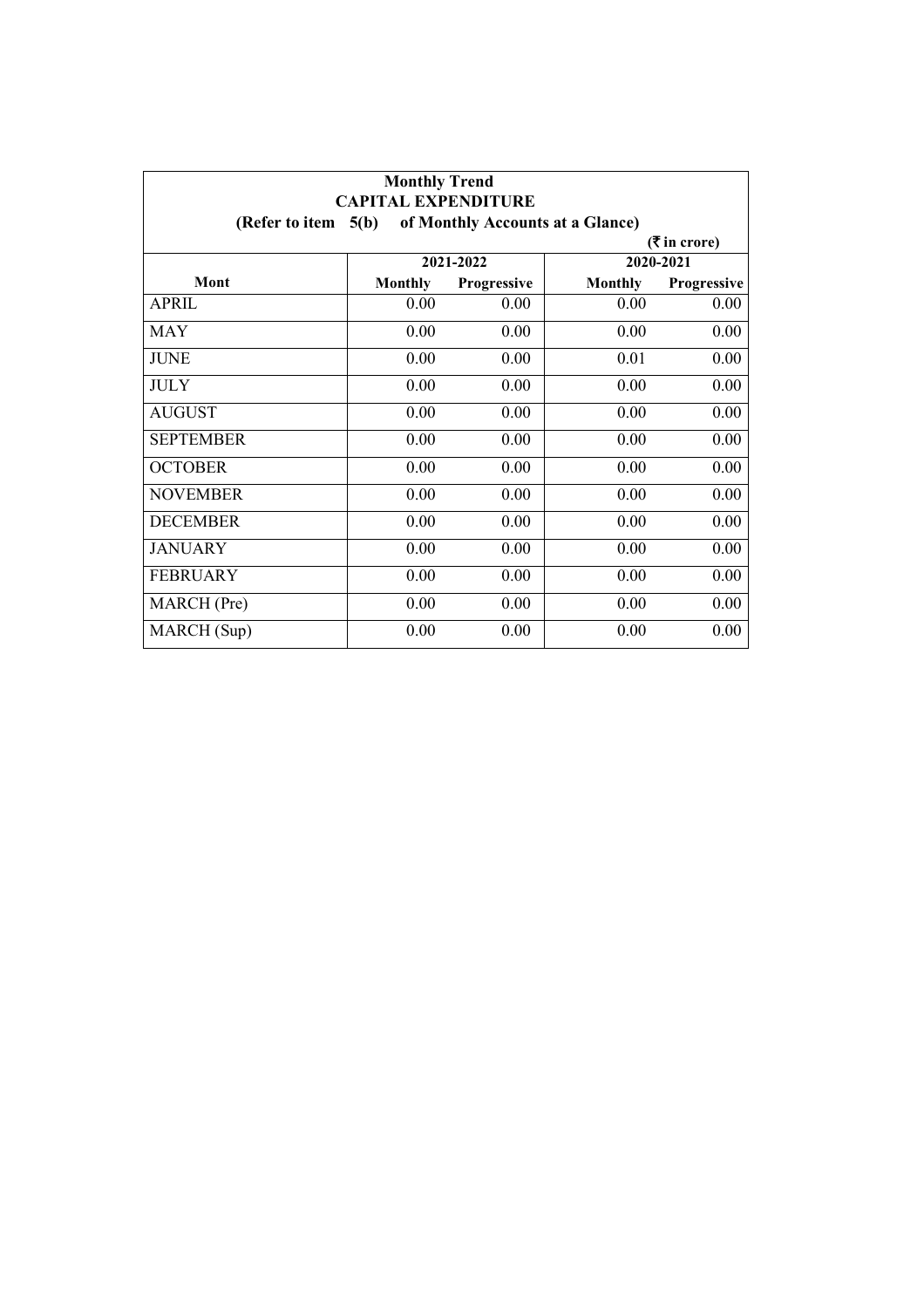**Monthly Trend**

**CAPITAL EXPENDITURE**

**(Refer to item 5(b) of Monthly Accounts at a Glance)**

**(₹ in crore)**

| Mont | 2021-2022 | | 2020-2021 | |
|---|---|---|---|---|
| | **Monthly** | **Progressive** | **Monthly** | **Progressive** |
| APRIL | 0.00 | 0.00 | 0.00 | 0.00 |
| MAY | 0.00 | 0.00 | 0.00 | 0.00 |
| JUNE | 0.00 | 0.00 | 0.01 | 0.00 |
| JULY | 0.00 | 0.00 | 0.00 | 0.00 |
| AUGUST | 0.00 | 0.00 | 0.00 | 0.00 |
| SEPTEMBER | 0.00 | 0.00 | 0.00 | 0.00 |
| OCTOBER | 0.00 | 0.00 | 0.00 | 0.00 |
| NOVEMBER | 0.00 | 0.00 | 0.00 | 0.00 |
| DECEMBER | 0.00 | 0.00 | 0.00 | 0.00 |
| JANUARY | 0.00 | 0.00 | 0.00 | 0.00 |
| FEBRUARY | 0.00 | 0.00 | 0.00 | 0.00 |
| MARCH (Pre) | 0.00 | 0.00 | 0.00 | 0.00 |
| MARCH (Sup) | 0.00 | 0.00 | 0.00 | 0.00 |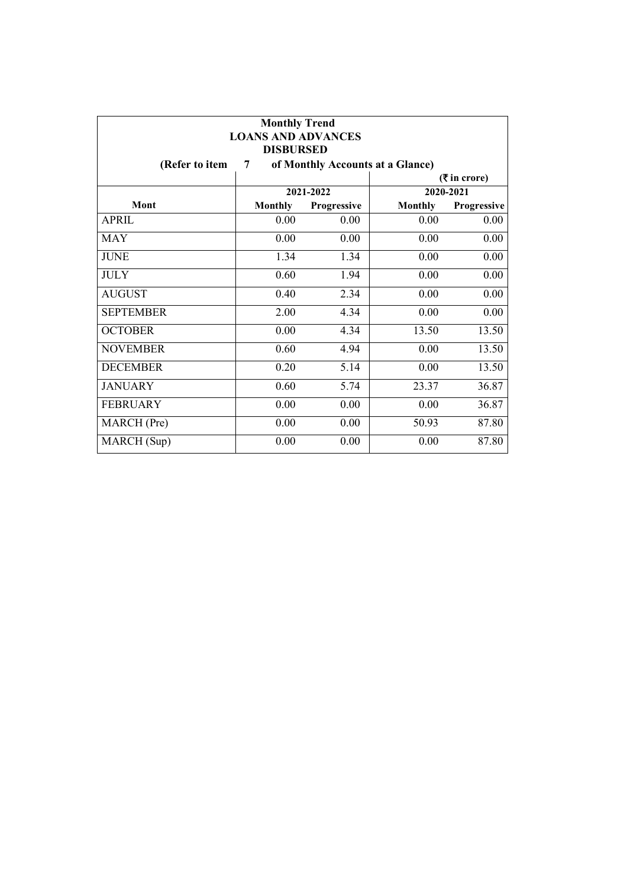**Monthly Trend**
**LOANS AND ADVANCES**
**DISBURSED**
**(Refer to item 7 of Monthly Accounts at a Glance)**

**(₹ in crore)**

| Mont | 2021-2022 | | 2020-2021 | |
|---|---|---|---|---|
| | Monthly | Progressive | Monthly | Progressive |
| APRIL | 0.00 | 0.00 | 0.00 | 0.00 |
| MAY | 0.00 | 0.00 | 0.00 | 0.00 |
| JUNE | 1.34 | 1.34 | 0.00 | 0.00 |
| JULY | 0.60 | 1.94 | 0.00 | 0.00 |
| AUGUST | 0.40 | 2.34 | 0.00 | 0.00 |
| SEPTEMBER | 2.00 | 4.34 | 0.00 | 0.00 |
| OCTOBER | 0.00 | 4.34 | 13.50 | 13.50 |
| NOVEMBER | 0.60 | 4.94 | 0.00 | 13.50 |
| DECEMBER | 0.20 | 5.14 | 0.00 | 13.50 |
| JANUARY | 0.60 | 5.74 | 23.37 | 36.87 |
| FEBRUARY | 0.00 | 0.00 | 0.00 | 36.87 |
| MARCH (Pre) | 0.00 | 0.00 | 50.93 | 87.80 |
| MARCH (Sup) | 0.00 | 0.00 | 0.00 | 87.80 |